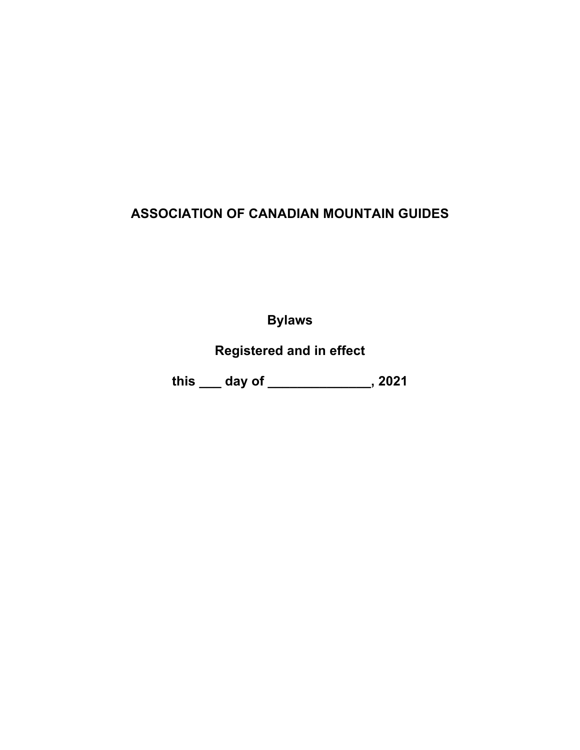# ASSOCIATION OF CANADIAN MOUNTAIN GUIDES

**Bylaws**

**Registered and in effect**

**this ___ day of ______________, 2021**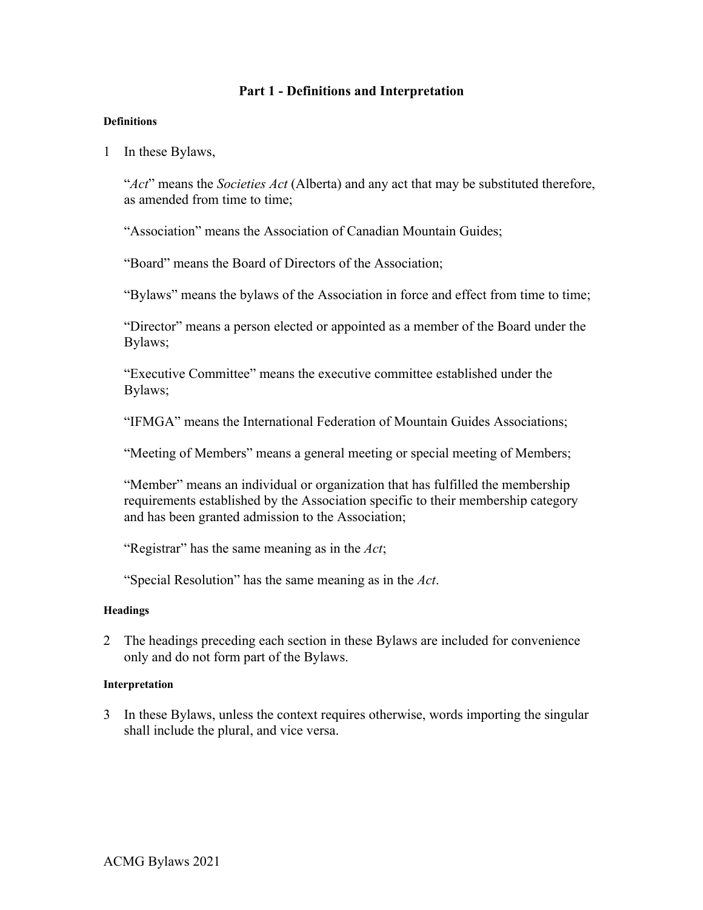## Part 1 - Definitions and Interpretation

#### Definitions

1 In these Bylaws,

"*Act*" means the *Societies Act* (Alberta) and any act that may be substituted therefore, as amended from time to time;

"Association" means the Association of Canadian Mountain Guides;

"Board" means the Board of Directors of the Association;

"Bylaws" means the bylaws of the Association in force and effect from time to time;

"Director" means a person elected or appointed as a member of the Board under the Bylaws;

"Executive Committee" means the executive committee established under the Bylaws;

"IFMGA" means the International Federation of Mountain Guides Associations;

"Meeting of Members" means a general meeting or special meeting of Members;

"Member" means an individual or organization that has fulfilled the membership requirements established by the Association specific to their membership category and has been granted admission to the Association;

"Registrar" has the same meaning as in the *Act*;

"Special Resolution" has the same meaning as in the *Act*.

#### Headings

2 The headings preceding each section in these Bylaws are included for convenience only and do not form part of the Bylaws.

#### Interpretation

3 In these Bylaws, unless the context requires otherwise, words importing the singular shall include the plural, and vice versa.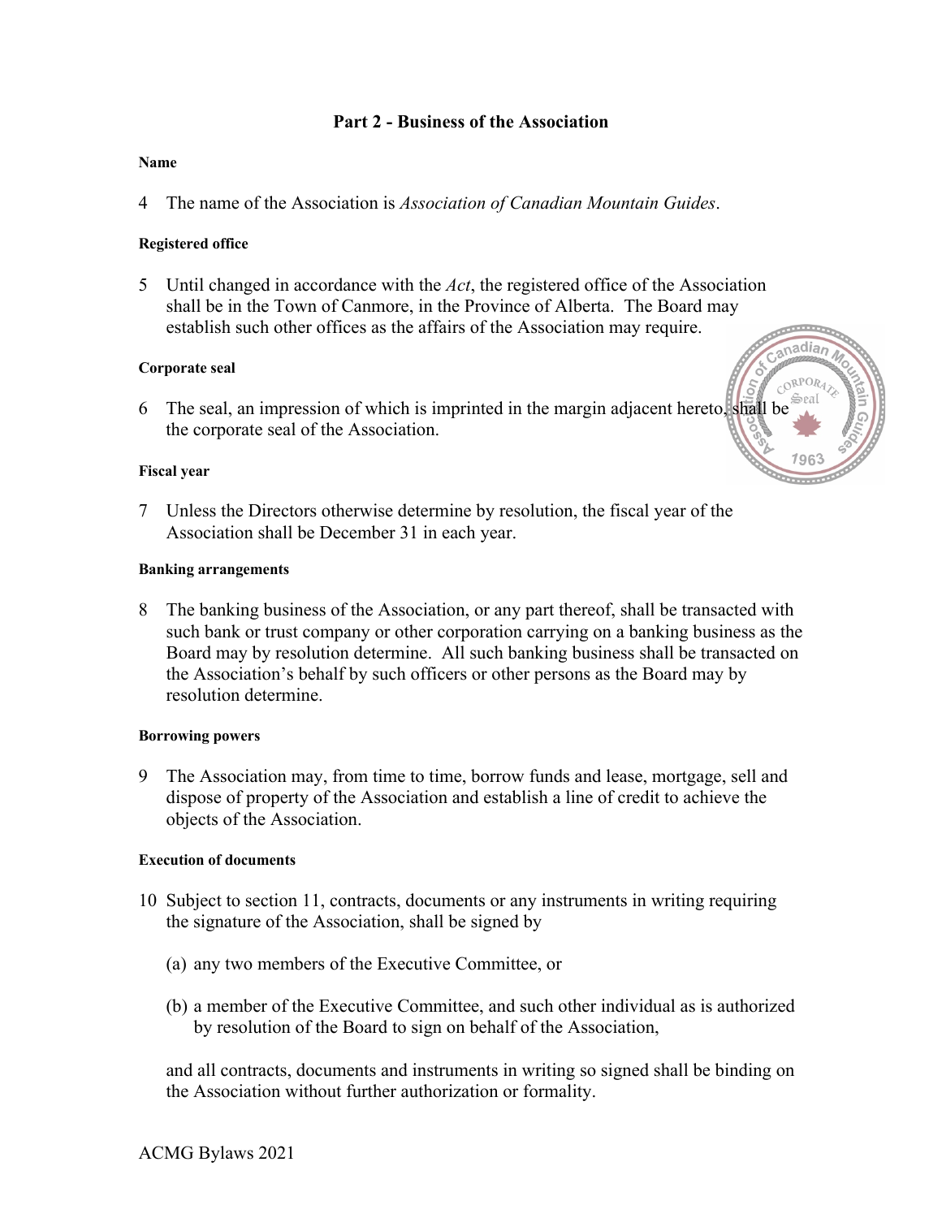## Part 2 - Business of the Association

#### Name

4 The name of the Association is *Association of Canadian Mountain Guides*.

#### Registered office

5 Until changed in accordance with the *Act*, the registered office of the Association shall be in the Town of Canmore, in the Province of Alberta. The Board may establish such other offices as the affairs of the Association may require.

#### Corporate seal

6 The seal, an impression of which is imprinted in the margin adjacent hereto, shall be the corporate seal of the Association.

#### Fiscal year

7 Unless the Directors otherwise determine by resolution, the fiscal year of the Association shall be December 31 in each year.

#### Banking arrangements

8 The banking business of the Association, or any part thereof, shall be transacted with such bank or trust company or other corporation carrying on a banking business as the Board may by resolution determine. All such banking business shall be transacted on the Association's behalf by such officers or other persons as the Board may by resolution determine.

#### Borrowing powers

9 The Association may, from time to time, borrow funds and lease, mortgage, sell and dispose of property of the Association and establish a line of credit to achieve the objects of the Association.

#### Execution of documents

10 Subject to section 11, contracts, documents or any instruments in writing requiring the signature of the Association, shall be signed by

(a) any two members of the Executive Committee, or

(b) a member of the Executive Committee, and such other individual as is authorized by resolution of the Board to sign on behalf of the Association,

and all contracts, documents and instruments in writing so signed shall be binding on the Association without further authorization or formality.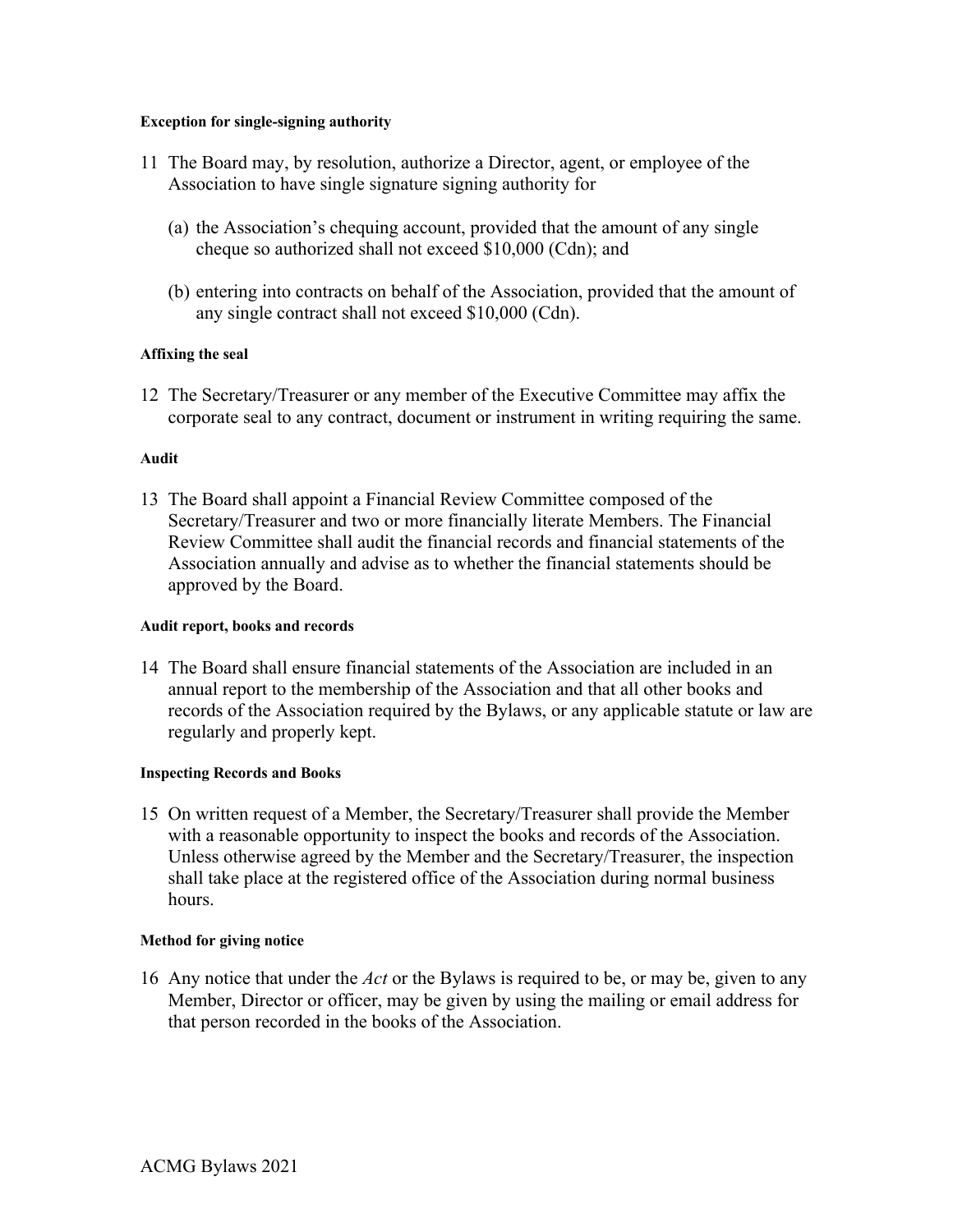#### Exception for single-signing authority

11 The Board may, by resolution, authorize a Director, agent, or employee of the Association to have single signature signing authority for

(a) the Association's chequing account, provided that the amount of any single cheque so authorized shall not exceed $10,000 (Cdn); and

(b) entering into contracts on behalf of the Association, provided that the amount of any single contract shall not exceed $10,000 (Cdn).

#### Affixing the seal

12 The Secretary/Treasurer or any member of the Executive Committee may affix the corporate seal to any contract, document or instrument in writing requiring the same.

#### Audit

13 The Board shall appoint a Financial Review Committee composed of the Secretary/Treasurer and two or more financially literate Members. The Financial Review Committee shall audit the financial records and financial statements of the Association annually and advise as to whether the financial statements should be approved by the Board.

#### Audit report, books and records

14 The Board shall ensure financial statements of the Association are included in an annual report to the membership of the Association and that all other books and records of the Association required by the Bylaws, or any applicable statute or law are regularly and properly kept.

#### Inspecting Records and Books

15 On written request of a Member, the Secretary/Treasurer shall provide the Member with a reasonable opportunity to inspect the books and records of the Association. Unless otherwise agreed by the Member and the Secretary/Treasurer, the inspection shall take place at the registered office of the Association during normal business hours.

#### Method for giving notice

16 Any notice that under the *Act* or the Bylaws is required to be, or may be, given to any Member, Director or officer, may be given by using the mailing or email address for that person recorded in the books of the Association.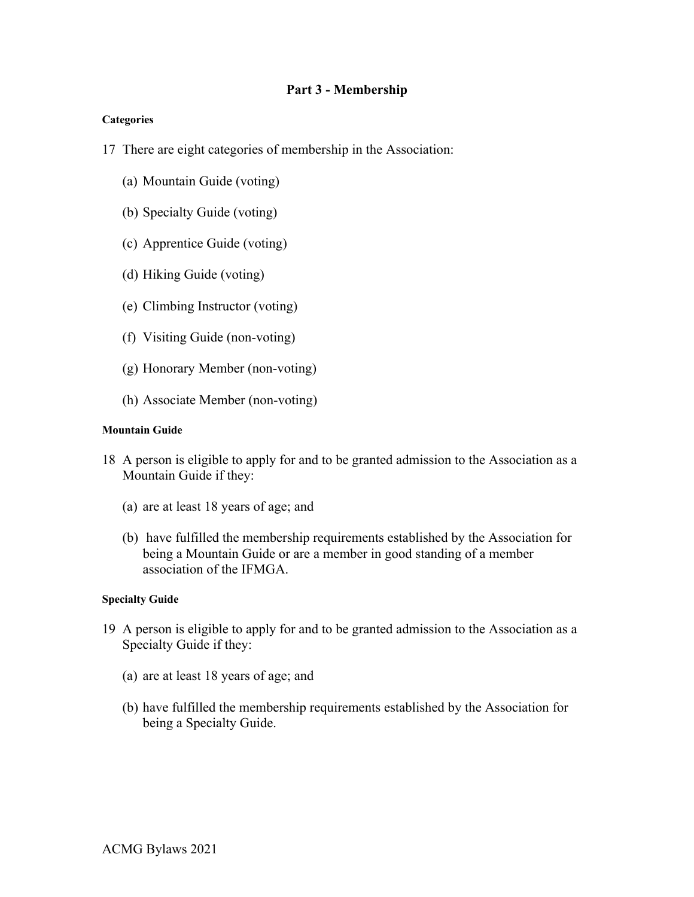## Part 3 - Membership

#### Categories

17 There are eight categories of membership in the Association:

(a) Mountain Guide (voting)

(b) Specialty Guide (voting)

(c) Apprentice Guide (voting)

(d) Hiking Guide (voting)

(e) Climbing Instructor (voting)

(f) Visiting Guide (non-voting)

(g) Honorary Member (non-voting)

(h) Associate Member (non-voting)

#### Mountain Guide

18 A person is eligible to apply for and to be granted admission to the Association as a Mountain Guide if they:

(a) are at least 18 years of age; and

(b) have fulfilled the membership requirements established by the Association for being a Mountain Guide or are a member in good standing of a member association of the IFMGA.

#### Specialty Guide

19 A person is eligible to apply for and to be granted admission to the Association as a Specialty Guide if they:

(a) are at least 18 years of age; and

(b) have fulfilled the membership requirements established by the Association for being a Specialty Guide.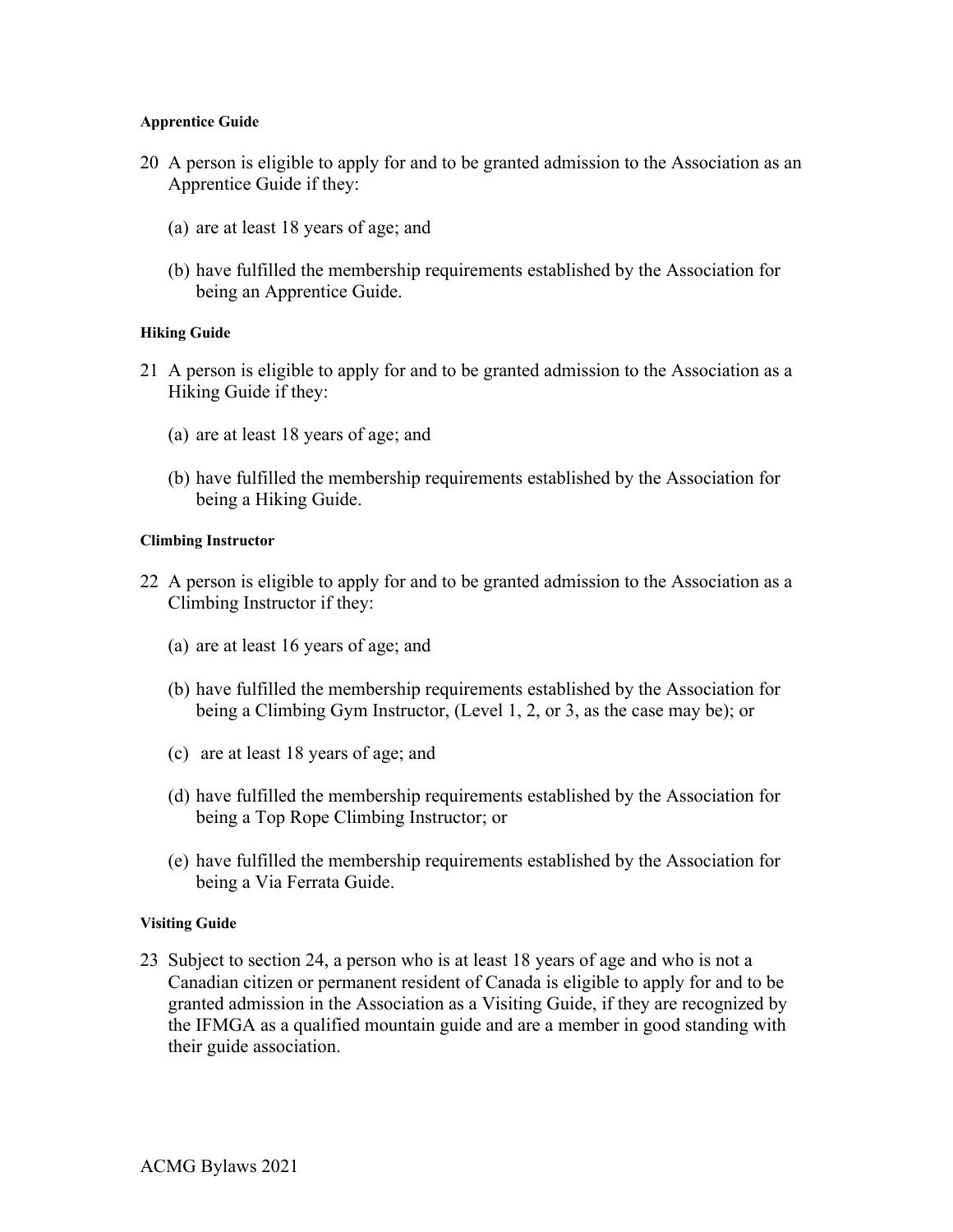#### Apprentice Guide

20 A person is eligible to apply for and to be granted admission to the Association as an Apprentice Guide if they:

   (a) are at least 18 years of age; and

   (b) have fulfilled the membership requirements established by the Association for being an Apprentice Guide.

#### Hiking Guide

21 A person is eligible to apply for and to be granted admission to the Association as a Hiking Guide if they:

   (a) are at least 18 years of age; and

   (b) have fulfilled the membership requirements established by the Association for being a Hiking Guide.

#### Climbing Instructor

22 A person is eligible to apply for and to be granted admission to the Association as a Climbing Instructor if they:

   (a) are at least 16 years of age; and

   (b) have fulfilled the membership requirements established by the Association for being a Climbing Gym Instructor, (Level 1, 2, or 3, as the case may be); or

   (c) are at least 18 years of age; and

   (d) have fulfilled the membership requirements established by the Association for being a Top Rope Climbing Instructor; or

   (e) have fulfilled the membership requirements established by the Association for being a Via Ferrata Guide.

#### Visiting Guide

23 Subject to section 24, a person who is at least 18 years of age and who is not a Canadian citizen or permanent resident of Canada is eligible to apply for and to be granted admission in the Association as a Visiting Guide, if they are recognized by the IFMGA as a qualified mountain guide and are a member in good standing with their guide association.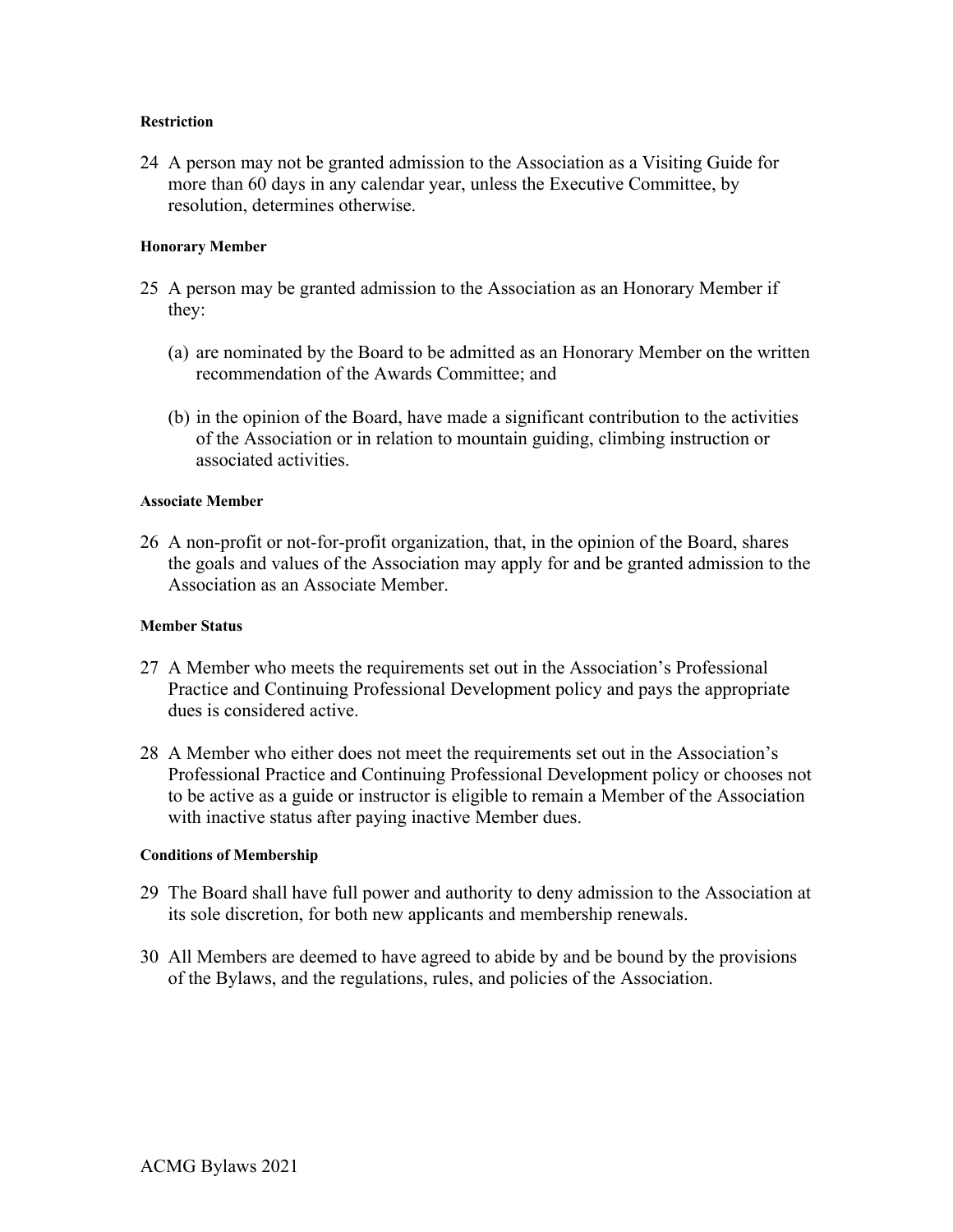#### Restriction

24 A person may not be granted admission to the Association as a Visiting Guide for more than 60 days in any calendar year, unless the Executive Committee, by resolution, determines otherwise.

#### Honorary Member

25 A person may be granted admission to the Association as an Honorary Member if they:

(a) are nominated by the Board to be admitted as an Honorary Member on the written recommendation of the Awards Committee; and

(b) in the opinion of the Board, have made a significant contribution to the activities of the Association or in relation to mountain guiding, climbing instruction or associated activities.

#### Associate Member

26 A non-profit or not-for-profit organization, that, in the opinion of the Board, shares the goals and values of the Association may apply for and be granted admission to the Association as an Associate Member.

#### Member Status

27 A Member who meets the requirements set out in the Association's Professional Practice and Continuing Professional Development policy and pays the appropriate dues is considered active.

28 A Member who either does not meet the requirements set out in the Association's Professional Practice and Continuing Professional Development policy or chooses not to be active as a guide or instructor is eligible to remain a Member of the Association with inactive status after paying inactive Member dues.

#### Conditions of Membership

29 The Board shall have full power and authority to deny admission to the Association at its sole discretion, for both new applicants and membership renewals.

30 All Members are deemed to have agreed to abide by and be bound by the provisions of the Bylaws, and the regulations, rules, and policies of the Association.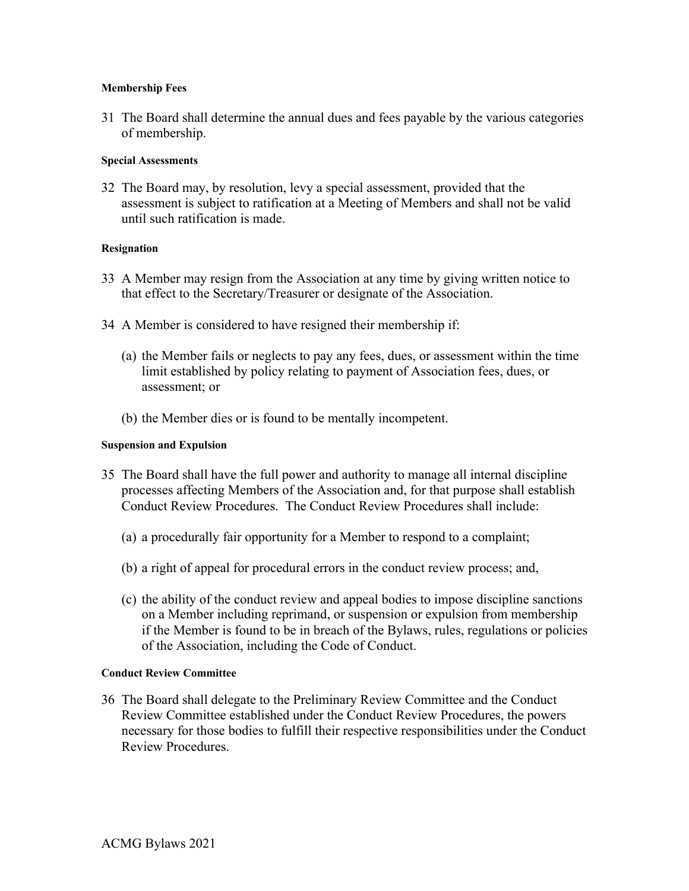#### Membership Fees

31 The Board shall determine the annual dues and fees payable by the various categories of membership.

#### Special Assessments

32 The Board may, by resolution, levy a special assessment, provided that the assessment is subject to ratification at a Meeting of Members and shall not be valid until such ratification is made.

#### Resignation

33 A Member may resign from the Association at any time by giving written notice to that effect to the Secretary/Treasurer or designate of the Association.

34 A Member is considered to have resigned their membership if:

(a) the Member fails or neglects to pay any fees, dues, or assessment within the time limit established by policy relating to payment of Association fees, dues, or assessment; or

(b) the Member dies or is found to be mentally incompetent.

#### Suspension and Expulsion

35 The Board shall have the full power and authority to manage all internal discipline processes affecting Members of the Association and, for that purpose shall establish Conduct Review Procedures. The Conduct Review Procedures shall include:

(a) a procedurally fair opportunity for a Member to respond to a complaint;

(b) a right of appeal for procedural errors in the conduct review process; and,

(c) the ability of the conduct review and appeal bodies to impose discipline sanctions on a Member including reprimand, or suspension or expulsion from membership if the Member is found to be in breach of the Bylaws, rules, regulations or policies of the Association, including the Code of Conduct.

#### Conduct Review Committee

36 The Board shall delegate to the Preliminary Review Committee and the Conduct Review Committee established under the Conduct Review Procedures, the powers necessary for those bodies to fulfill their respective responsibilities under the Conduct Review Procedures.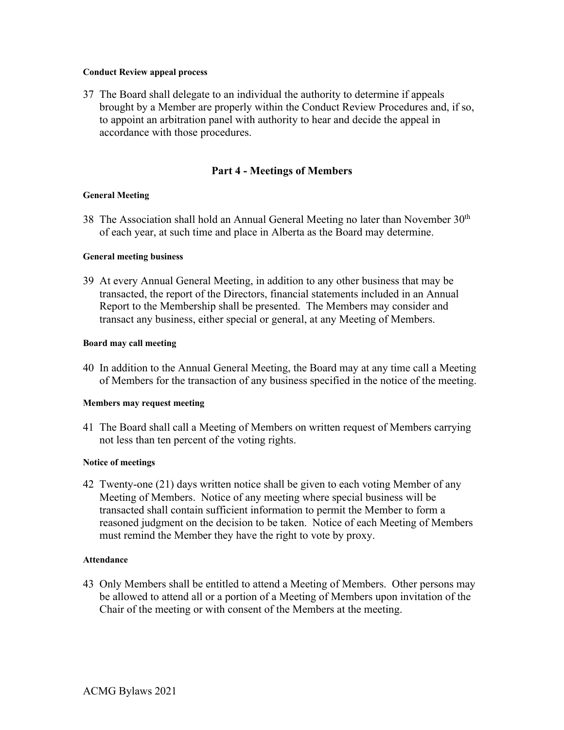**Conduct Review appeal process**

37 The Board shall delegate to an individual the authority to determine if appeals brought by a Member are properly within the Conduct Review Procedures and, if so, to appoint an arbitration panel with authority to hear and decide the appeal in accordance with those procedures.

## Part 4 - Meetings of Members

**General Meeting**

38 The Association shall hold an Annual General Meeting no later than November 30th of each year, at such time and place in Alberta as the Board may determine.

**General meeting business**

39 At every Annual General Meeting, in addition to any other business that may be transacted, the report of the Directors, financial statements included in an Annual Report to the Membership shall be presented. The Members may consider and transact any business, either special or general, at any Meeting of Members.

**Board may call meeting**

40 In addition to the Annual General Meeting, the Board may at any time call a Meeting of Members for the transaction of any business specified in the notice of the meeting.

**Members may request meeting**

41 The Board shall call a Meeting of Members on written request of Members carrying not less than ten percent of the voting rights.

**Notice of meetings**

42 Twenty-one (21) days written notice shall be given to each voting Member of any Meeting of Members. Notice of any meeting where special business will be transacted shall contain sufficient information to permit the Member to form a reasoned judgment on the decision to be taken. Notice of each Meeting of Members must remind the Member they have the right to vote by proxy.

**Attendance**

43 Only Members shall be entitled to attend a Meeting of Members. Other persons may be allowed to attend all or a portion of a Meeting of Members upon invitation of the Chair of the meeting or with consent of the Members at the meeting.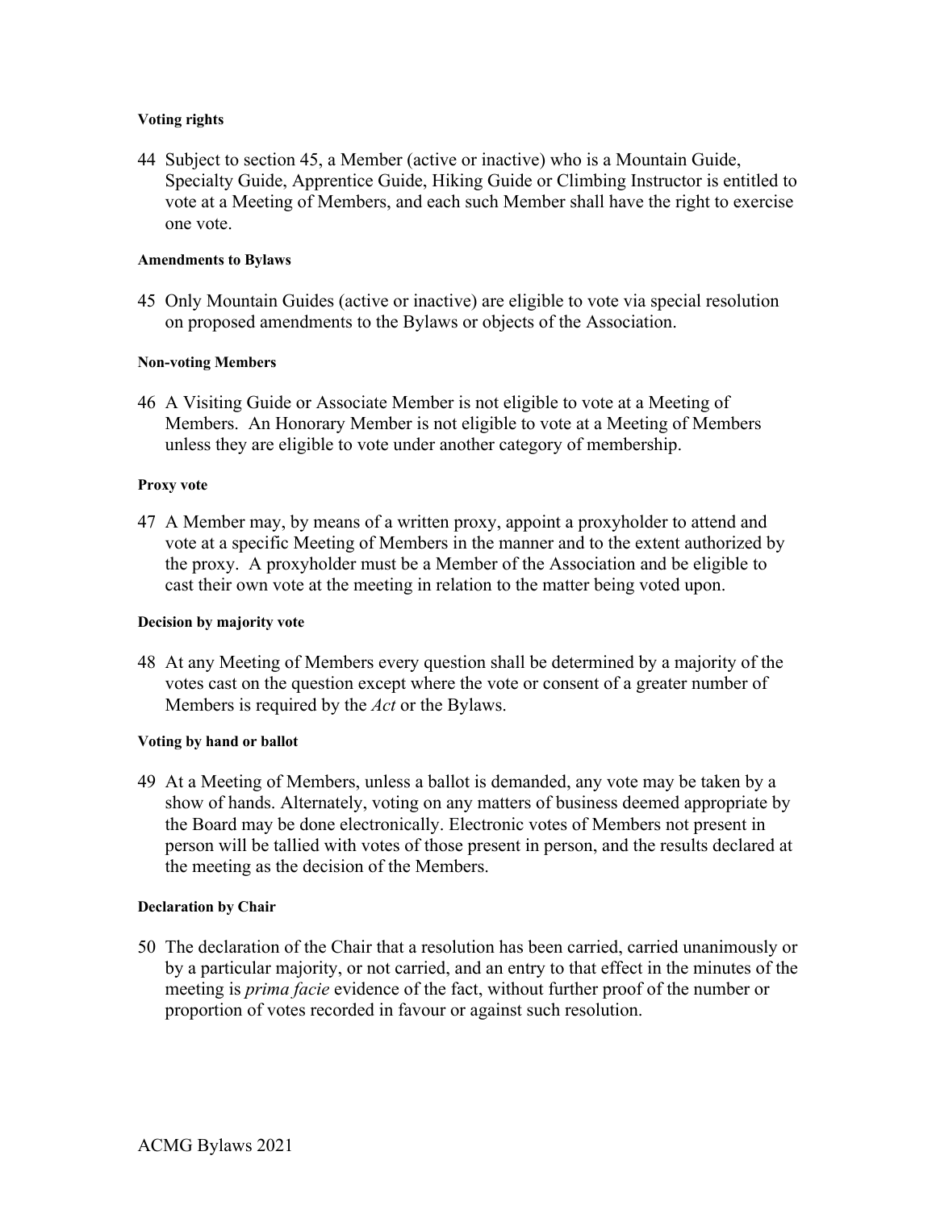#### Voting rights

44 Subject to section 45, a Member (active or inactive) who is a Mountain Guide, Specialty Guide, Apprentice Guide, Hiking Guide or Climbing Instructor is entitled to vote at a Meeting of Members, and each such Member shall have the right to exercise one vote.

#### Amendments to Bylaws

45 Only Mountain Guides (active or inactive) are eligible to vote via special resolution on proposed amendments to the Bylaws or objects of the Association.

#### Non-voting Members

46 A Visiting Guide or Associate Member is not eligible to vote at a Meeting of Members. An Honorary Member is not eligible to vote at a Meeting of Members unless they are eligible to vote under another category of membership.

#### Proxy vote

47 A Member may, by means of a written proxy, appoint a proxyholder to attend and vote at a specific Meeting of Members in the manner and to the extent authorized by the proxy. A proxyholder must be a Member of the Association and be eligible to cast their own vote at the meeting in relation to the matter being voted upon.

#### Decision by majority vote

48 At any Meeting of Members every question shall be determined by a majority of the votes cast on the question except where the vote or consent of a greater number of Members is required by the *Act* or the Bylaws.

#### Voting by hand or ballot

49 At a Meeting of Members, unless a ballot is demanded, any vote may be taken by a show of hands. Alternately, voting on any matters of business deemed appropriate by the Board may be done electronically. Electronic votes of Members not present in person will be tallied with votes of those present in person, and the results declared at the meeting as the decision of the Members.

#### Declaration by Chair

50 The declaration of the Chair that a resolution has been carried, carried unanimously or by a particular majority, or not carried, and an entry to that effect in the minutes of the meeting is *prima facie* evidence of the fact, without further proof of the number or proportion of votes recorded in favour or against such resolution.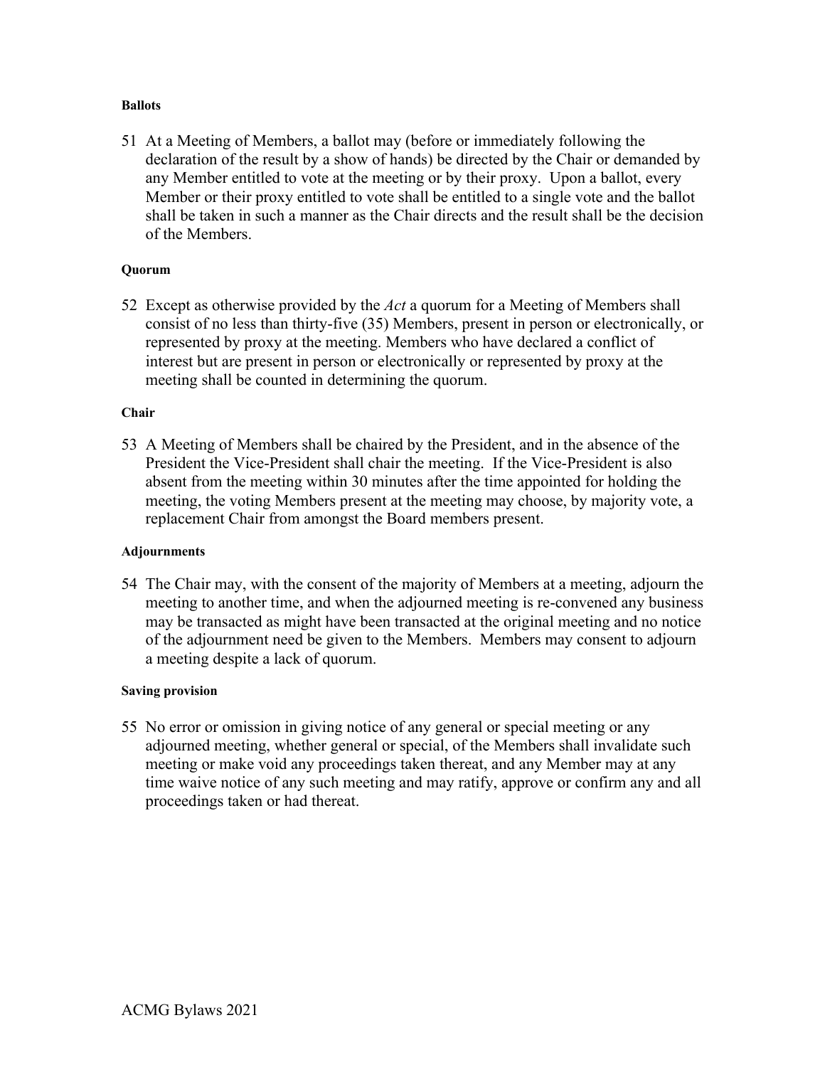#### Ballots

51 At a Meeting of Members, a ballot may (before or immediately following the declaration of the result by a show of hands) be directed by the Chair or demanded by any Member entitled to vote at the meeting or by their proxy. Upon a ballot, every Member or their proxy entitled to vote shall be entitled to a single vote and the ballot shall be taken in such a manner as the Chair directs and the result shall be the decision of the Members.

#### Quorum

52 Except as otherwise provided by the *Act* a quorum for a Meeting of Members shall consist of no less than thirty-five (35) Members, present in person or electronically, or represented by proxy at the meeting. Members who have declared a conflict of interest but are present in person or electronically or represented by proxy at the meeting shall be counted in determining the quorum.

#### Chair

53 A Meeting of Members shall be chaired by the President, and in the absence of the President the Vice-President shall chair the meeting. If the Vice-President is also absent from the meeting within 30 minutes after the time appointed for holding the meeting, the voting Members present at the meeting may choose, by majority vote, a replacement Chair from amongst the Board members present.

#### Adjournments

54 The Chair may, with the consent of the majority of Members at a meeting, adjourn the meeting to another time, and when the adjourned meeting is re-convened any business may be transacted as might have been transacted at the original meeting and no notice of the adjournment need be given to the Members. Members may consent to adjourn a meeting despite a lack of quorum.

#### Saving provision

55 No error or omission in giving notice of any general or special meeting or any adjourned meeting, whether general or special, of the Members shall invalidate such meeting or make void any proceedings taken thereat, and any Member may at any time waive notice of any such meeting and may ratify, approve or confirm any and all proceedings taken or had thereat.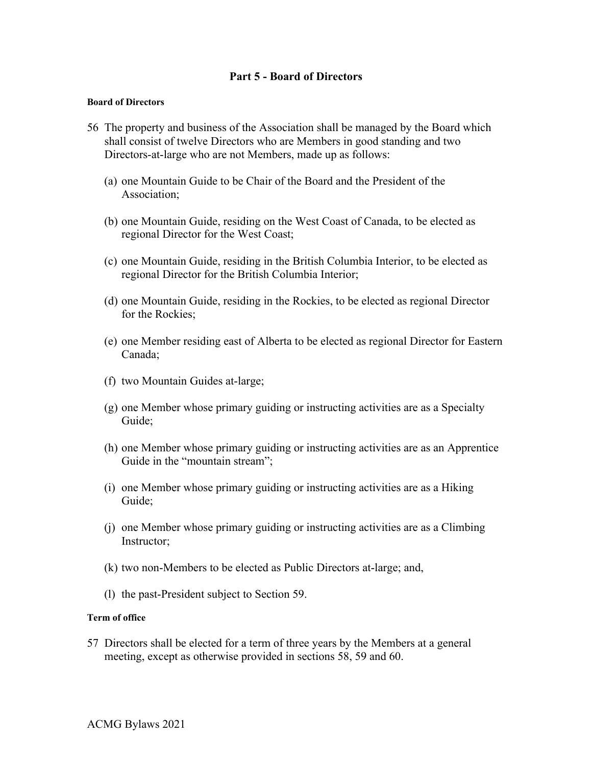## Part 5 - Board of Directors

#### Board of Directors

56 The property and business of the Association shall be managed by the Board which shall consist of twelve Directors who are Members in good standing and two Directors-at-large who are not Members, made up as follows:

(a) one Mountain Guide to be Chair of the Board and the President of the Association;

(b) one Mountain Guide, residing on the West Coast of Canada, to be elected as regional Director for the West Coast;

(c) one Mountain Guide, residing in the British Columbia Interior, to be elected as regional Director for the British Columbia Interior;

(d) one Mountain Guide, residing in the Rockies, to be elected as regional Director for the Rockies;

(e) one Member residing east of Alberta to be elected as regional Director for Eastern Canada;

(f) two Mountain Guides at-large;

(g) one Member whose primary guiding or instructing activities are as a Specialty Guide;

(h) one Member whose primary guiding or instructing activities are as an Apprentice Guide in the "mountain stream";

(i) one Member whose primary guiding or instructing activities are as a Hiking Guide;

(j) one Member whose primary guiding or instructing activities are as a Climbing Instructor;

(k) two non-Members to be elected as Public Directors at-large; and,

(l) the past-President subject to Section 59.

#### Term of office

57 Directors shall be elected for a term of three years by the Members at a general meeting, except as otherwise provided in sections 58, 59 and 60.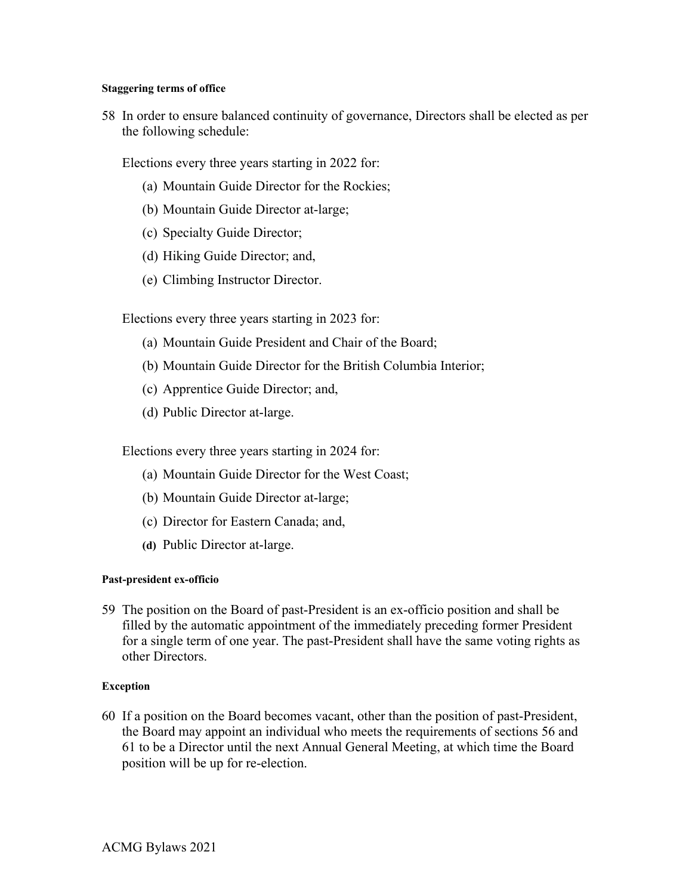#### Staggering terms of office

58 In order to ensure balanced continuity of governance, Directors shall be elected as per the following schedule:

Elections every three years starting in 2022 for:

(a) Mountain Guide Director for the Rockies;

(b) Mountain Guide Director at-large;

(c) Specialty Guide Director;

(d) Hiking Guide Director; and,

(e) Climbing Instructor Director.

Elections every three years starting in 2023 for:

(a) Mountain Guide President and Chair of the Board;

(b) Mountain Guide Director for the British Columbia Interior;

(c) Apprentice Guide Director; and,

(d) Public Director at-large.

Elections every three years starting in 2024 for:

(a) Mountain Guide Director for the West Coast;

(b) Mountain Guide Director at-large;

(c) Director for Eastern Canada; and,

(d) Public Director at-large.

#### Past-president ex-officio

59 The position on the Board of past-President is an ex-officio position and shall be filled by the automatic appointment of the immediately preceding former President for a single term of one year. The past-President shall have the same voting rights as other Directors.

#### Exception

60 If a position on the Board becomes vacant, other than the position of past-President, the Board may appoint an individual who meets the requirements of sections 56 and 61 to be a Director until the next Annual General Meeting, at which time the Board position will be up for re-election.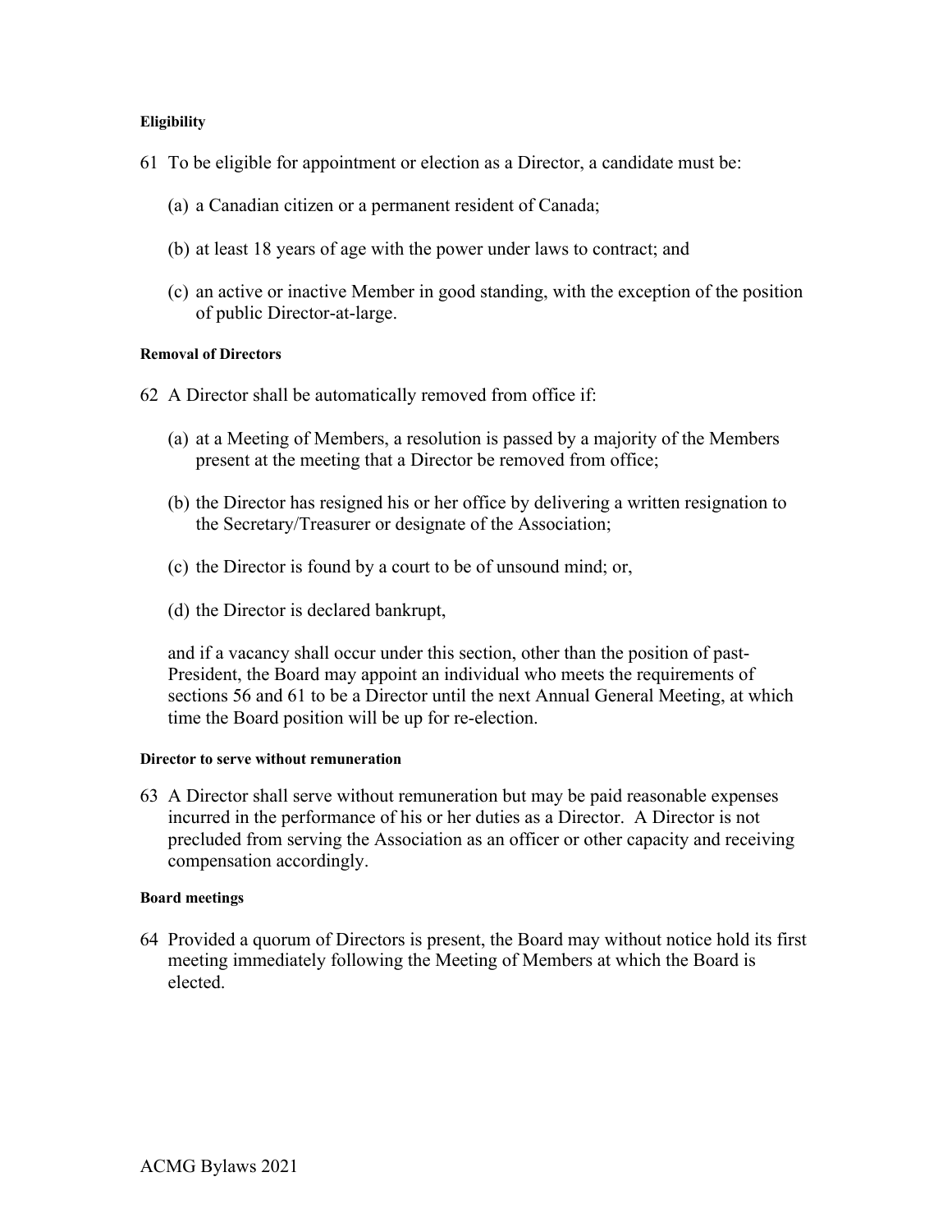#### Eligibility

61 To be eligible for appointment or election as a Director, a candidate must be:

(a) a Canadian citizen or a permanent resident of Canada;

(b) at least 18 years of age with the power under laws to contract; and

(c) an active or inactive Member in good standing, with the exception of the position of public Director-at-large.

#### Removal of Directors

62 A Director shall be automatically removed from office if:

(a) at a Meeting of Members, a resolution is passed by a majority of the Members present at the meeting that a Director be removed from office;

(b) the Director has resigned his or her office by delivering a written resignation to the Secretary/Treasurer or designate of the Association;

(c) the Director is found by a court to be of unsound mind; or,

(d) the Director is declared bankrupt,

and if a vacancy shall occur under this section, other than the position of past-President, the Board may appoint an individual who meets the requirements of sections 56 and 61 to be a Director until the next Annual General Meeting, at which time the Board position will be up for re-election.

#### Director to serve without remuneration

63 A Director shall serve without remuneration but may be paid reasonable expenses incurred in the performance of his or her duties as a Director. A Director is not precluded from serving the Association as an officer or other capacity and receiving compensation accordingly.

#### Board meetings

64 Provided a quorum of Directors is present, the Board may without notice hold its first meeting immediately following the Meeting of Members at which the Board is elected.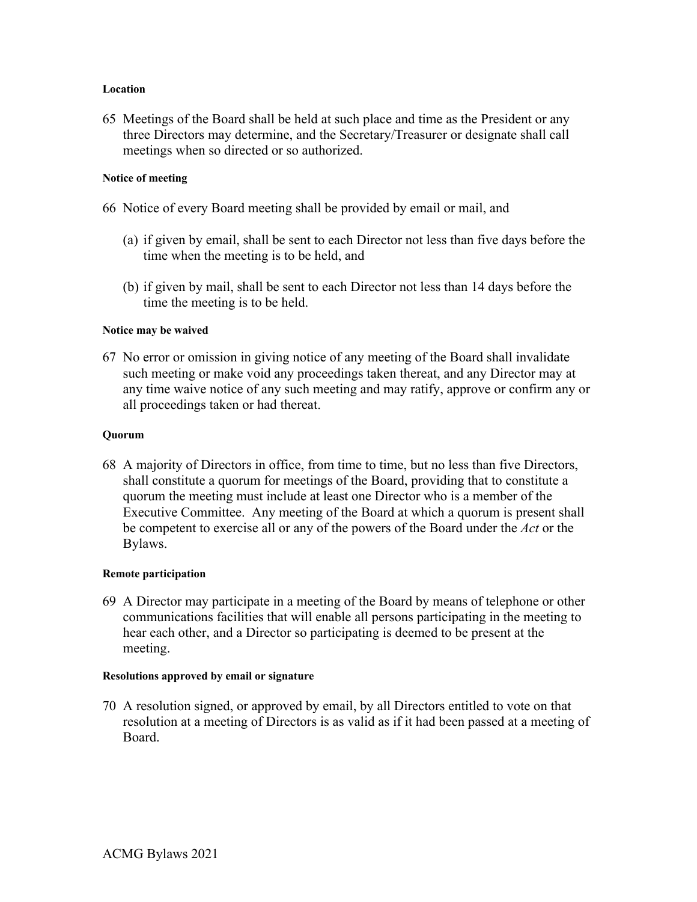#### Location

65 Meetings of the Board shall be held at such place and time as the President or any three Directors may determine, and the Secretary/Treasurer or designate shall call meetings when so directed or so authorized.

#### Notice of meeting

66 Notice of every Board meeting shall be provided by email or mail, and

(a) if given by email, shall be sent to each Director not less than five days before the time when the meeting is to be held, and

(b) if given by mail, shall be sent to each Director not less than 14 days before the time the meeting is to be held.

#### Notice may be waived

67 No error or omission in giving notice of any meeting of the Board shall invalidate such meeting or make void any proceedings taken thereat, and any Director may at any time waive notice of any such meeting and may ratify, approve or confirm any or all proceedings taken or had thereat.

#### Quorum

68 A majority of Directors in office, from time to time, but no less than five Directors, shall constitute a quorum for meetings of the Board, providing that to constitute a quorum the meeting must include at least one Director who is a member of the Executive Committee. Any meeting of the Board at which a quorum is present shall be competent to exercise all or any of the powers of the Board under the *Act* or the Bylaws.

#### Remote participation

69 A Director may participate in a meeting of the Board by means of telephone or other communications facilities that will enable all persons participating in the meeting to hear each other, and a Director so participating is deemed to be present at the meeting.

#### Resolutions approved by email or signature

70 A resolution signed, or approved by email, by all Directors entitled to vote on that resolution at a meeting of Directors is as valid as if it had been passed at a meeting of Board.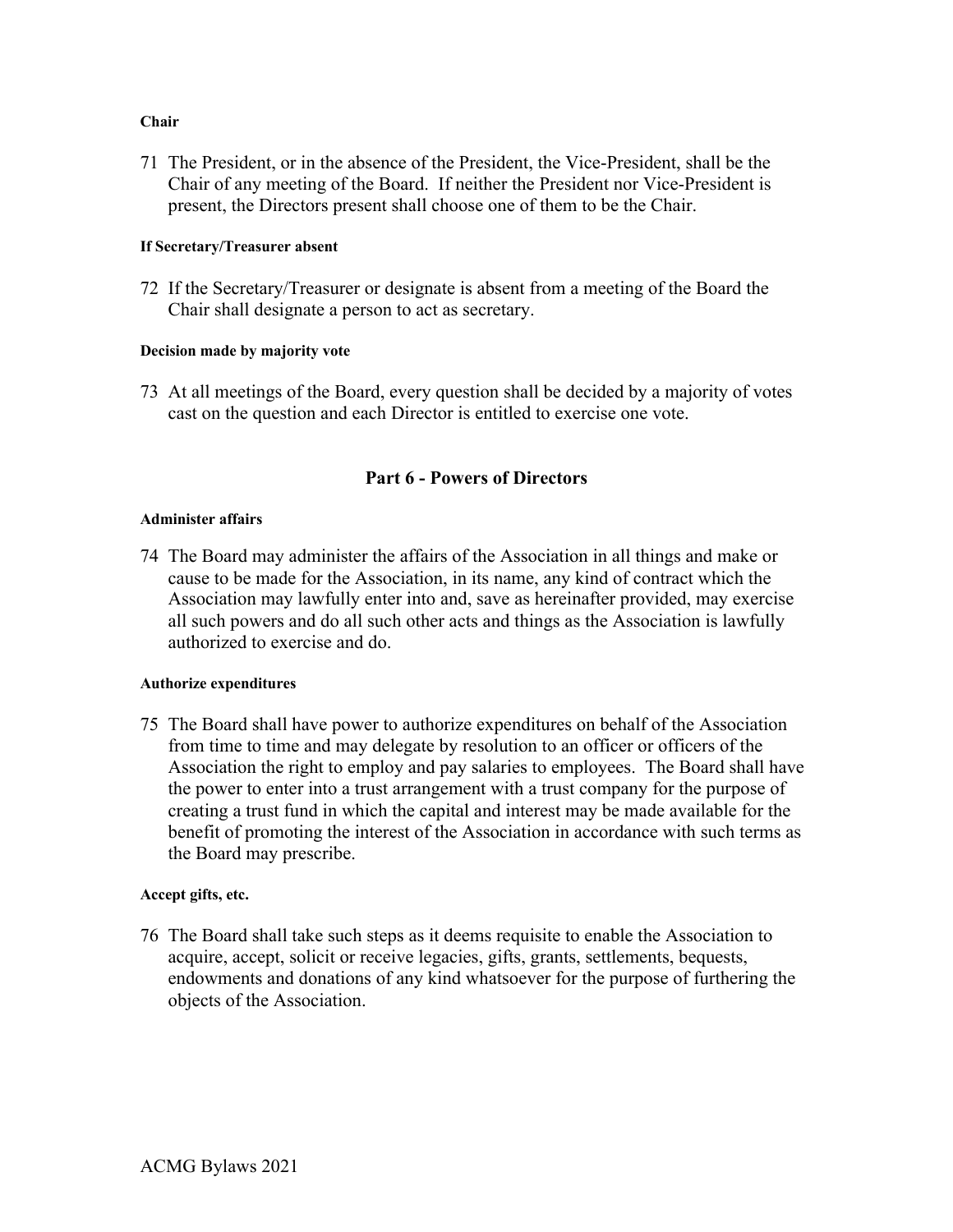**Chair**

71 The President, or in the absence of the President, the Vice-President, shall be the Chair of any meeting of the Board. If neither the President nor Vice-President is present, the Directors present shall choose one of them to be the Chair.

**If Secretary/Treasurer absent**

72 If the Secretary/Treasurer or designate is absent from a meeting of the Board the Chair shall designate a person to act as secretary.

**Decision made by majority vote**

73 At all meetings of the Board, every question shall be decided by a majority of votes cast on the question and each Director is entitled to exercise one vote.

## Part 6 - Powers of Directors

**Administer affairs**

74 The Board may administer the affairs of the Association in all things and make or cause to be made for the Association, in its name, any kind of contract which the Association may lawfully enter into and, save as hereinafter provided, may exercise all such powers and do all such other acts and things as the Association is lawfully authorized to exercise and do.

**Authorize expenditures**

75 The Board shall have power to authorize expenditures on behalf of the Association from time to time and may delegate by resolution to an officer or officers of the Association the right to employ and pay salaries to employees. The Board shall have the power to enter into a trust arrangement with a trust company for the purpose of creating a trust fund in which the capital and interest may be made available for the benefit of promoting the interest of the Association in accordance with such terms as the Board may prescribe.

**Accept gifts, etc.**

76 The Board shall take such steps as it deems requisite to enable the Association to acquire, accept, solicit or receive legacies, gifts, grants, settlements, bequests, endowments and donations of any kind whatsoever for the purpose of furthering the objects of the Association.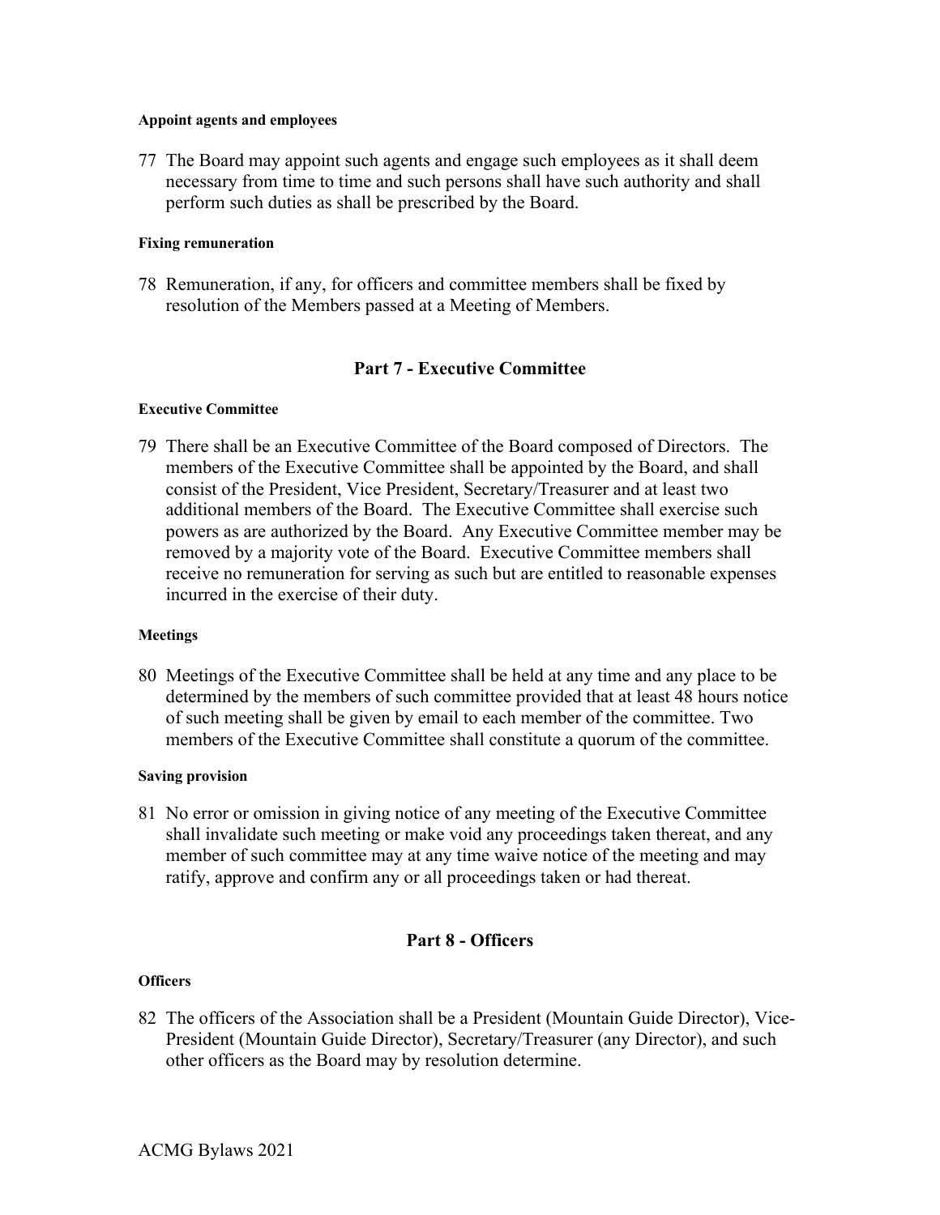#### Appoint agents and employees

77 The Board may appoint such agents and engage such employees as it shall deem necessary from time to time and such persons shall have such authority and shall perform such duties as shall be prescribed by the Board.

#### Fixing remuneration

78 Remuneration, if any, for officers and committee members shall be fixed by resolution of the Members passed at a Meeting of Members.

## Part 7 - Executive Committee

#### Executive Committee

79 There shall be an Executive Committee of the Board composed of Directors. The members of the Executive Committee shall be appointed by the Board, and shall consist of the President, Vice President, Secretary/Treasurer and at least two additional members of the Board. The Executive Committee shall exercise such powers as are authorized by the Board. Any Executive Committee member may be removed by a majority vote of the Board. Executive Committee members shall receive no remuneration for serving as such but are entitled to reasonable expenses incurred in the exercise of their duty.

#### Meetings

80 Meetings of the Executive Committee shall be held at any time and any place to be determined by the members of such committee provided that at least 48 hours notice of such meeting shall be given by email to each member of the committee. Two members of the Executive Committee shall constitute a quorum of the committee.

#### Saving provision

81 No error or omission in giving notice of any meeting of the Executive Committee shall invalidate such meeting or make void any proceedings taken thereat, and any member of such committee may at any time waive notice of the meeting and may ratify, approve and confirm any or all proceedings taken or had thereat.

## Part 8 - Officers

#### Officers

82 The officers of the Association shall be a President (Mountain Guide Director), Vice-President (Mountain Guide Director), Secretary/Treasurer (any Director), and such other officers as the Board may by resolution determine.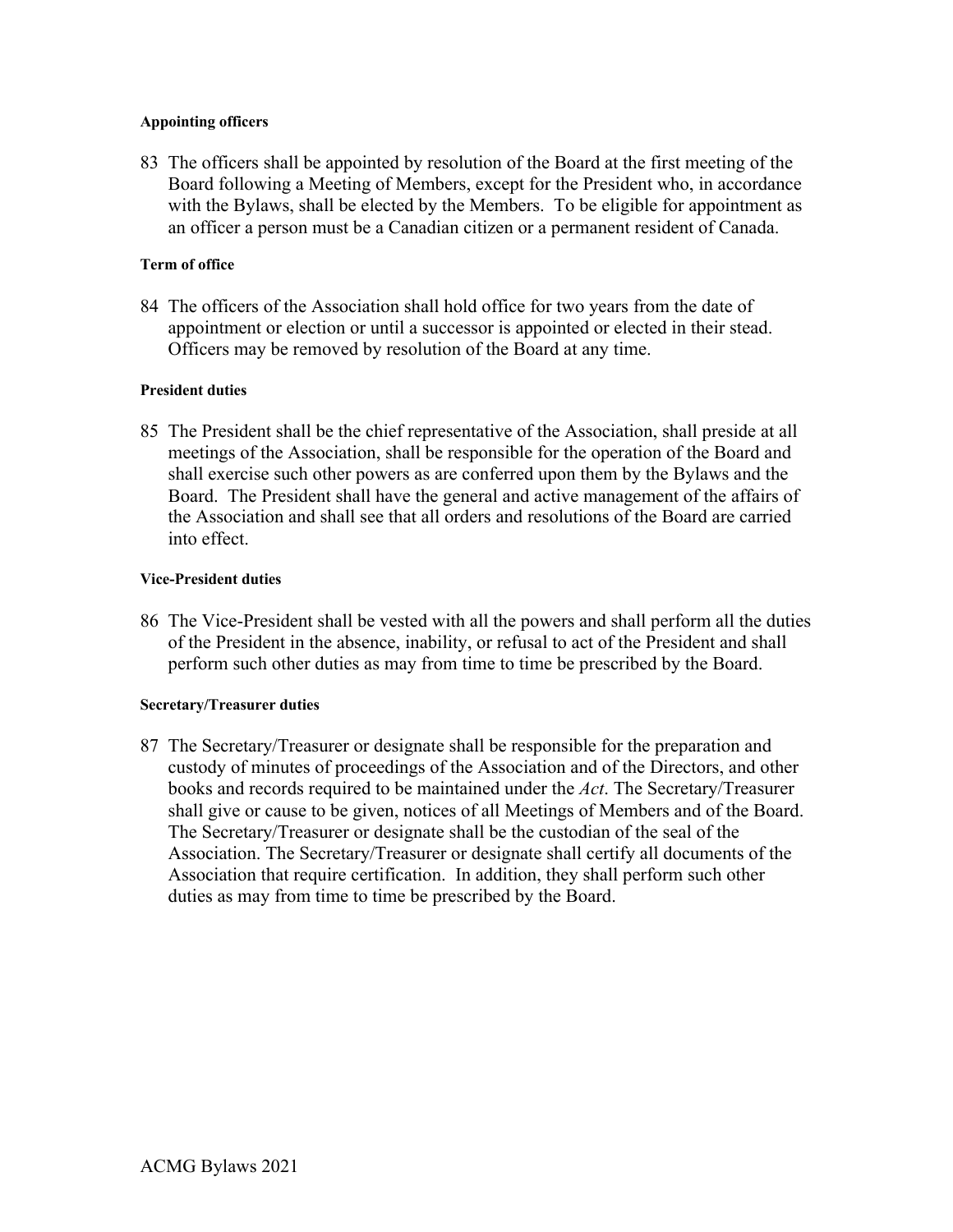#### Appointing officers

83 The officers shall be appointed by resolution of the Board at the first meeting of the Board following a Meeting of Members, except for the President who, in accordance with the Bylaws, shall be elected by the Members. To be eligible for appointment as an officer a person must be a Canadian citizen or a permanent resident of Canada.

#### Term of office

84 The officers of the Association shall hold office for two years from the date of appointment or election or until a successor is appointed or elected in their stead. Officers may be removed by resolution of the Board at any time.

#### President duties

85 The President shall be the chief representative of the Association, shall preside at all meetings of the Association, shall be responsible for the operation of the Board and shall exercise such other powers as are conferred upon them by the Bylaws and the Board. The President shall have the general and active management of the affairs of the Association and shall see that all orders and resolutions of the Board are carried into effect.

#### Vice-President duties

86 The Vice-President shall be vested with all the powers and shall perform all the duties of the President in the absence, inability, or refusal to act of the President and shall perform such other duties as may from time to time be prescribed by the Board.

#### Secretary/Treasurer duties

87 The Secretary/Treasurer or designate shall be responsible for the preparation and custody of minutes of proceedings of the Association and of the Directors, and other books and records required to be maintained under the *Act*. The Secretary/Treasurer shall give or cause to be given, notices of all Meetings of Members and of the Board. The Secretary/Treasurer or designate shall be the custodian of the seal of the Association. The Secretary/Treasurer or designate shall certify all documents of the Association that require certification. In addition, they shall perform such other duties as may from time to time be prescribed by the Board.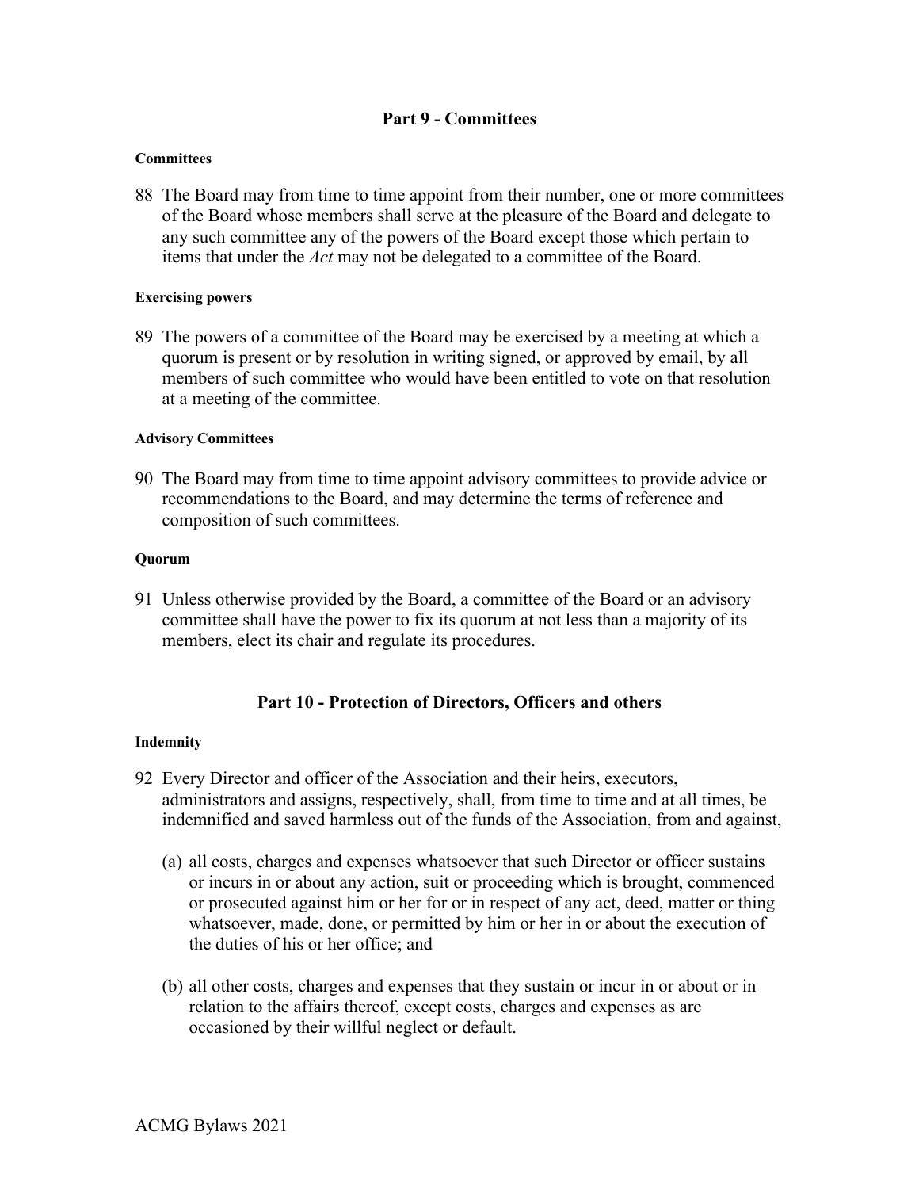## Part 9 - Committees

#### Committees

88 The Board may from time to time appoint from their number, one or more committees of the Board whose members shall serve at the pleasure of the Board and delegate to any such committee any of the powers of the Board except those which pertain to items that under the *Act* may not be delegated to a committee of the Board.

#### Exercising powers

89 The powers of a committee of the Board may be exercised by a meeting at which a quorum is present or by resolution in writing signed, or approved by email, by all members of such committee who would have been entitled to vote on that resolution at a meeting of the committee.

#### Advisory Committees

90 The Board may from time to time appoint advisory committees to provide advice or recommendations to the Board, and may determine the terms of reference and composition of such committees.

#### Quorum

91 Unless otherwise provided by the Board, a committee of the Board or an advisory committee shall have the power to fix its quorum at not less than a majority of its members, elect its chair and regulate its procedures.

## Part 10 - Protection of Directors, Officers and others

#### Indemnity

92 Every Director and officer of the Association and their heirs, executors, administrators and assigns, respectively, shall, from time to time and at all times, be indemnified and saved harmless out of the funds of the Association, from and against,

   (a) all costs, charges and expenses whatsoever that such Director or officer sustains or incurs in or about any action, suit or proceeding which is brought, commenced or prosecuted against him or her for or in respect of any act, deed, matter or thing whatsoever, made, done, or permitted by him or her in or about the execution of the duties of his or her office; and

   (b) all other costs, charges and expenses that they sustain or incur in or about or in relation to the affairs thereof, except costs, charges and expenses as are occasioned by their willful neglect or default.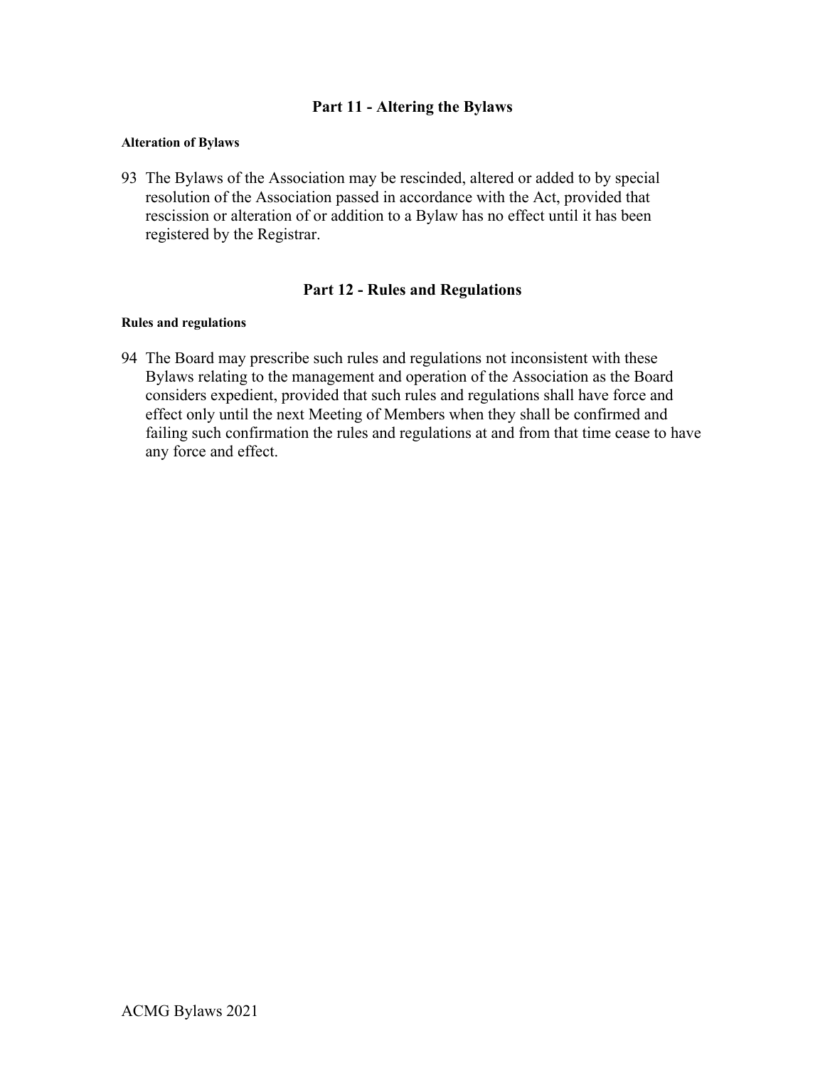## Part 11 - Altering the Bylaws

#### Alteration of Bylaws

93 The Bylaws of the Association may be rescinded, altered or added to by special resolution of the Association passed in accordance with the Act, provided that rescission or alteration of or addition to a Bylaw has no effect until it has been registered by the Registrar.

## Part 12 - Rules and Regulations

#### Rules and regulations

94 The Board may prescribe such rules and regulations not inconsistent with these Bylaws relating to the management and operation of the Association as the Board considers expedient, provided that such rules and regulations shall have force and effect only until the next Meeting of Members when they shall be confirmed and failing such confirmation the rules and regulations at and from that time cease to have any force and effect.